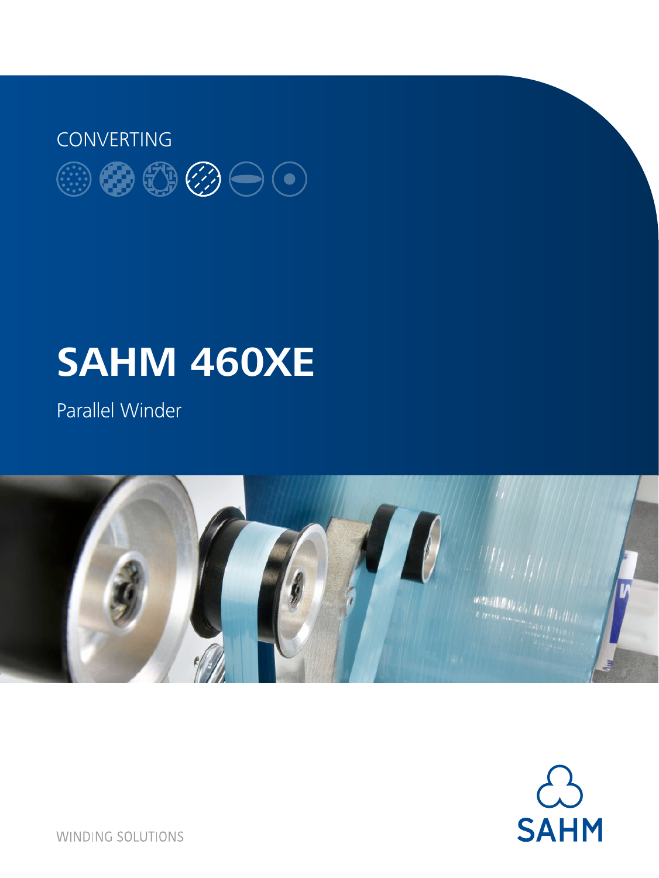CONVERTING

# SAHM 460XE

Parallel Winder

SAHM

WINDING SOLUTIONS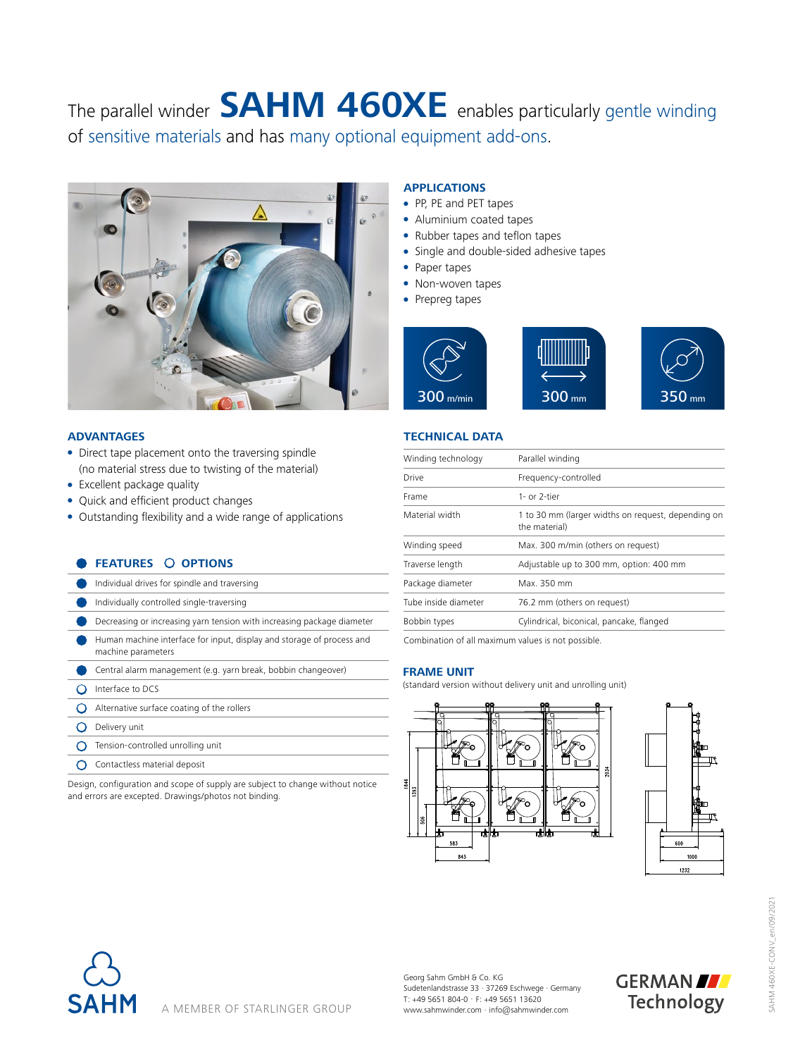The parallel winder **SAHM 460XE** enables particularly gentle winding of sensitive materials and has many optional equipment add-ons.

## APPLICATIONS

- PP, PE and PET tapes
- Aluminium coated tapes
- Rubber tapes and teflon tapes
- Single and double-sided adhesive tapes
- Paper tapes
- Non-woven tapes
- Prepreg tapes

300 m/min

300 mm

350 mm

## ADVANTAGES

- Direct tape placement onto the traversing spindle (no material stress due to twisting of the material)
- Excellent package quality
- Quick and efficient product changes
- Outstanding flexibility and a wide range of applications

## ● FEATURES ○ OPTIONS

| | |
|---|---|
| ● | Individual drives for spindle and traversing |
| ● | Individually controlled single-traversing |
| ● | Decreasing or increasing yarn tension with increasing package diameter |
| ● | Human machine interface for input, display and storage of process and machine parameters |
| ● | Central alarm management (e.g. yarn break, bobbin changeover) |
| ○ | Interface to DCS |
| ○ | Alternative surface coating of the rollers |
| ○ | Delivery unit |
| ○ | Tension-controlled unrolling unit |
| ○ | Contactless material deposit |

Design, configuration and scope of supply are subject to change without notice and errors are excepted. Drawings/photos not binding.

## TECHNICAL DATA

| | |
|---|---|
| Winding technology | Parallel winding |
| Drive | Frequency-controlled |
| Frame | 1- or 2-tier |
| Material width | 1 to 30 mm (larger widths on request, depending on the material) |
| Winding speed | Max. 300 m/min (others on request) |
| Traverse length | Adjustable up to 300 mm, option: 400 mm |
| Package diameter | Max. 350 mm |
| Tube inside diameter | 76.2 mm (others on request) |
| Bobbin types | Cylindrical, biconical, pancake, flanged |

Combination of all maximum values is not possible.

## FRAME UNIT

(standard version without delivery unit and unrolling unit)

1646
1393
506
583
843
2034
600
1000
1232

SAHM

A MEMBER OF STARLINGER GROUP

Georg Sahm GmbH & Co. KG
Sudetenlandstrasse 33 · 37269 Eschwege · Germany
T: +49 5651 804-0 · F: +49 5651 13620
www.sahmwinder.com · info@sahmwinder.com

GERMAN Technology

SAHM 460XE-CONV_en/09/2021